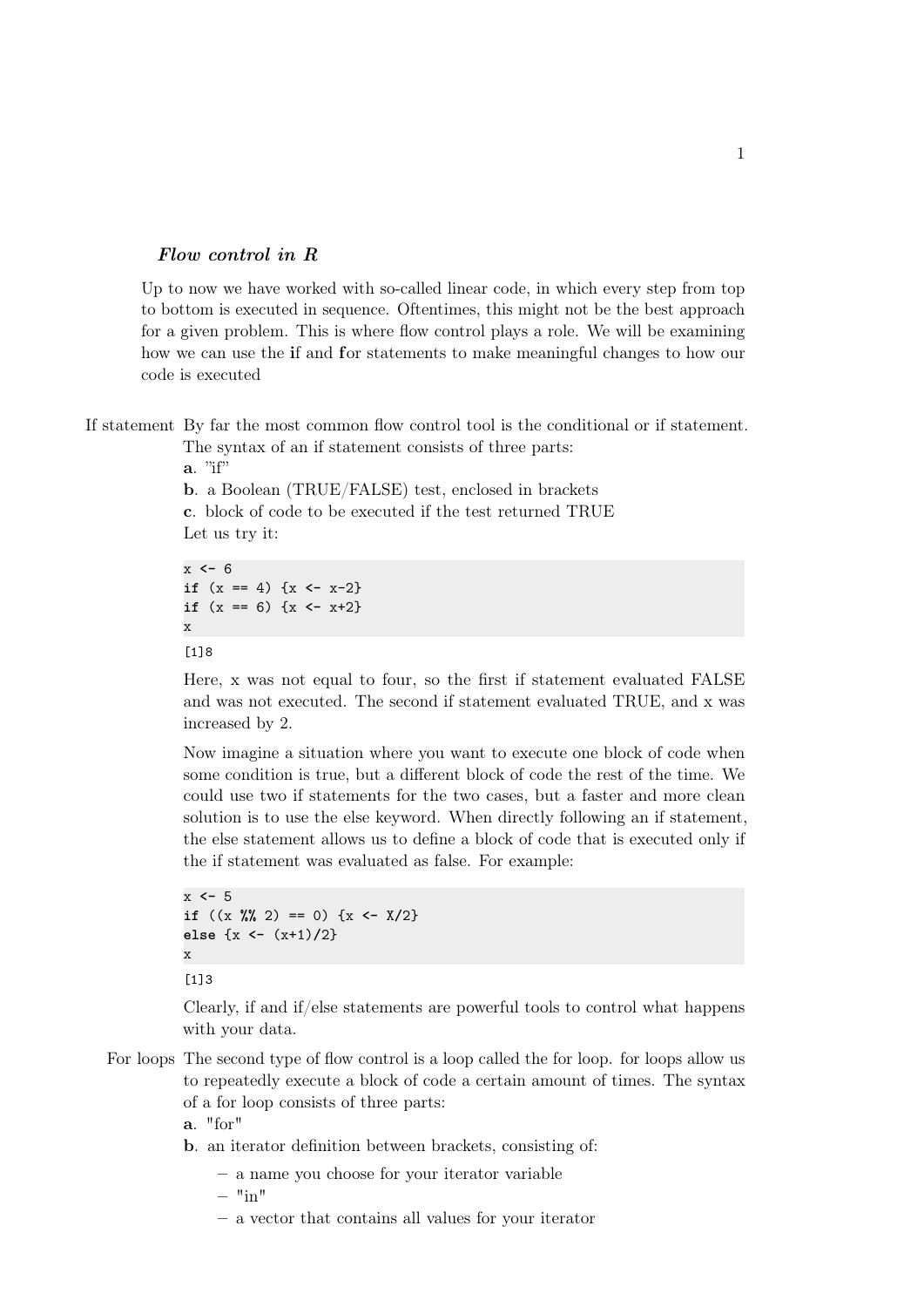## *Flow control in R*

Up to now we have worked with so-called linear code, in which every step from top to bottom is executed in sequence. Oftentimes, this might not be the best approach for a given problem. This is where flow control plays a role. We will be examining how we can use the **i**f and **f**or statements to make meaningful changes to how our code is executed

**If statement** By far the most common flow control tool is the conditional or if statement. The syntax of an if statement consists of three parts:

**a**. "if"

**b**. a Boolean (TRUE/FALSE) test, enclosed in brackets

**c**. block of code to be executed if the test returned TRUE

Let us try it:

```
x <- 6
if (x == 4) {x <- x-2}
if (x == 6) {x <- x+2}
x
```

```
[1]8
```

Here, x was not equal to four, so the first if statement evaluated FALSE and was not executed. The second if statement evaluated TRUE, and x was increased by 2.

Now imagine a situation where you want to execute one block of code when some condition is true, but a different block of code the rest of the time. We could use two if statements for the two cases, but a faster and more clean solution is to use the else keyword. When directly following an if statement, the else statement allows us to define a block of code that is executed only if the if statement was evaluated as false. For example:

```
x <- 5
if ((x %% 2) == 0) {x <- X/2}
else {x <- (x+1)/2}
x
```

```
[1]3
```

Clearly, if and if/else statements are powerful tools to control what happens with your data.

**For loops** The second type of flow control is a loop called the for loop. for loops allow us to repeatedly execute a block of code a certain amount of times. The syntax of a for loop consists of three parts:

**a**. "for"

**b**. an iterator definition between brackets, consisting of:

- a name you choose for your iterator variable
- "in"
- a vector that contains all values for your iterator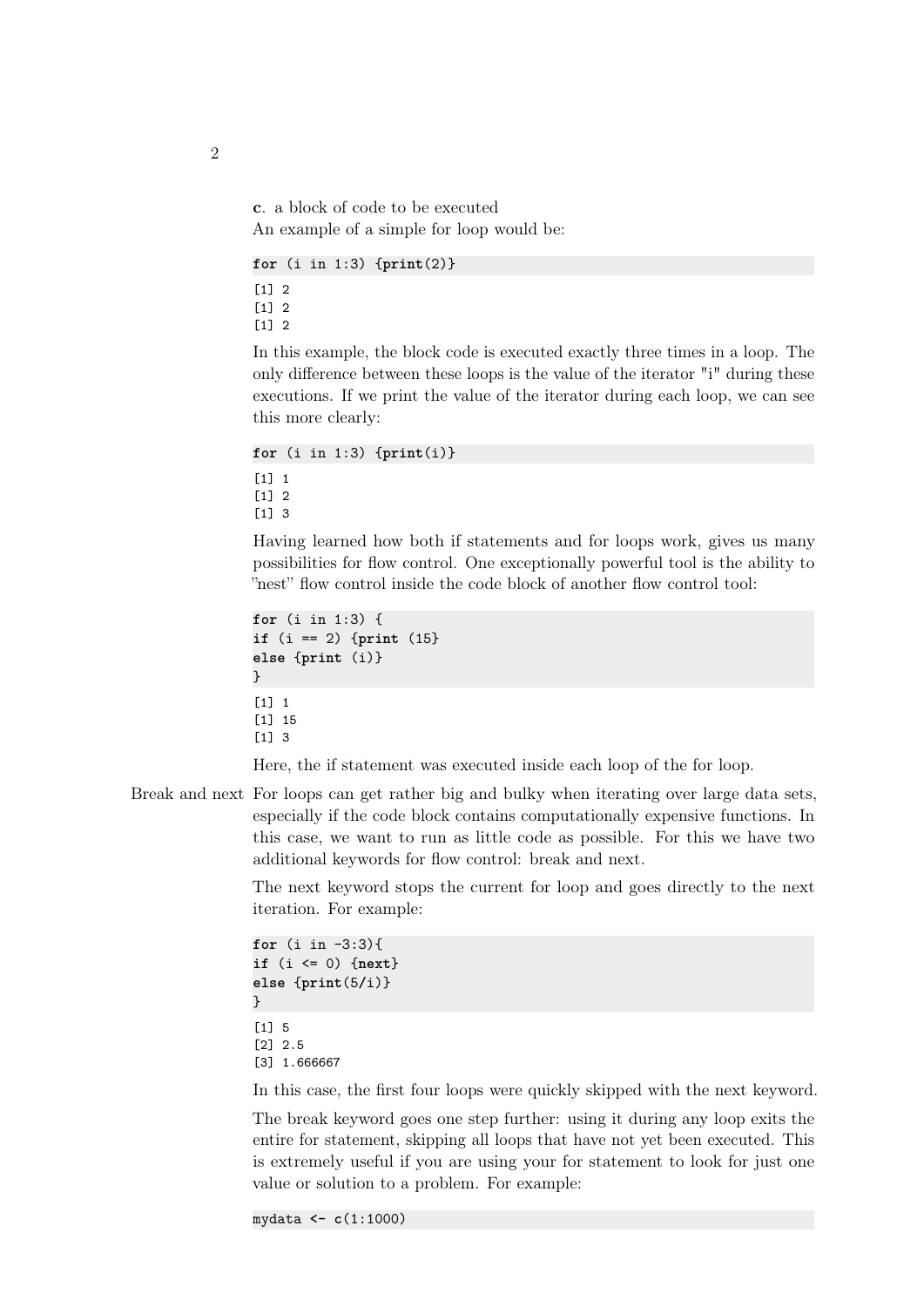**c**. a block of code to be executed

An example of a simple for loop would be:

```
for (i in 1:3) {print(2)}
```

```
[1] 2
[1] 2
[1] 2
```

In this example, the block code is executed exactly three times in a loop. The only difference between these loops is the value of the iterator "i" during these executions. If we print the value of the iterator during each loop, we can see this more clearly:

```
for (i in 1:3) {print(i)}
```

```
[1] 1
[1] 2
[1] 3
```

Having learned how both if statements and for loops work, gives us many possibilities for flow control. One exceptionally powerful tool is the ability to "nest" flow control inside the code block of another flow control tool:

```
for (i in 1:3) {
if (i == 2) {print (15)}
else {print (i)}
}
```

```
[1] 1
[1] 15
[1] 3
```

Here, the if statement was executed inside each loop of the for loop.

**Break and next**

For loops can get rather big and bulky when iterating over large data sets, especially if the code block contains computationally expensive functions. In this case, we want to run as little code as possible. For this we have two additional keywords for flow control: break and next.

The next keyword stops the current for loop and goes directly to the next iteration. For example:

```
for (i in -3:3){
if (i <= 0) {next}
else {print(5/i)}
}
```

```
[1] 5
[2] 2.5
[3] 1.666667
```

In this case, the first four loops were quickly skipped with the next keyword.

The break keyword goes one step further: using it during any loop exits the entire for statement, skipping all loops that have not yet been executed. This is extremely useful if you are using your for statement to look for just one value or solution to a problem. For example:

```
mydata <- c(1:1000)
```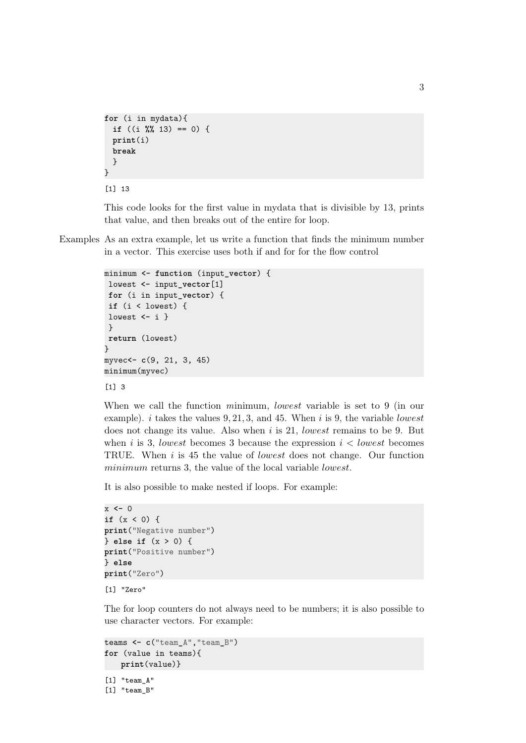```
for (i in mydata){
  if ((i %% 13) == 0) {
  print(i)
  break
  }
}
```

```
[1] 13
```

This code looks for the first value in mydata that is divisible by 13, prints that value, and then breaks out of the entire for loop.

Examples As an extra example, let us write a function that finds the minimum number in a vector. This exercise uses both if and for for the flow control

```
minimum <- function (input_vector) {
 lowest <- input_vector[1]
 for (i in input_vector) {
 if (i < lowest) {
 lowest <- i }
 }
 return (lowest)
}
myvec<- c(9, 21, 3, 45)
minimum(myvec)
```

```
[1] 3
```

When we call the function *minimum*, *lowest* variable is set to 9 (in our example). $i$ takes the values $9, 21, 3$, and 45. When $i$ is 9, the variable *lowest* does not change its value. Also when $i$ is 21, *lowest* remains to be 9. But when $i$ is 3, *lowest* becomes 3 because the expression $i < lowest$ becomes TRUE. When $i$ is 45 the value of *lowest* does not change. Our function *minimum* returns 3, the value of the local variable *lowest*.

It is also possible to make nested if loops. For example:

```
x <- 0
if (x < 0) {
print("Negative number")
} else if (x > 0) {
print("Positive number")
} else
print("Zero")
```

```
[1] "Zero"
```

The for loop counters do not always need to be numbers; it is also possible to use character vectors. For example:

```
teams <- c("team_A","team_B")
for (value in teams){
    print(value)}
```

```
[1] "team_A"
[1] "team_B"
```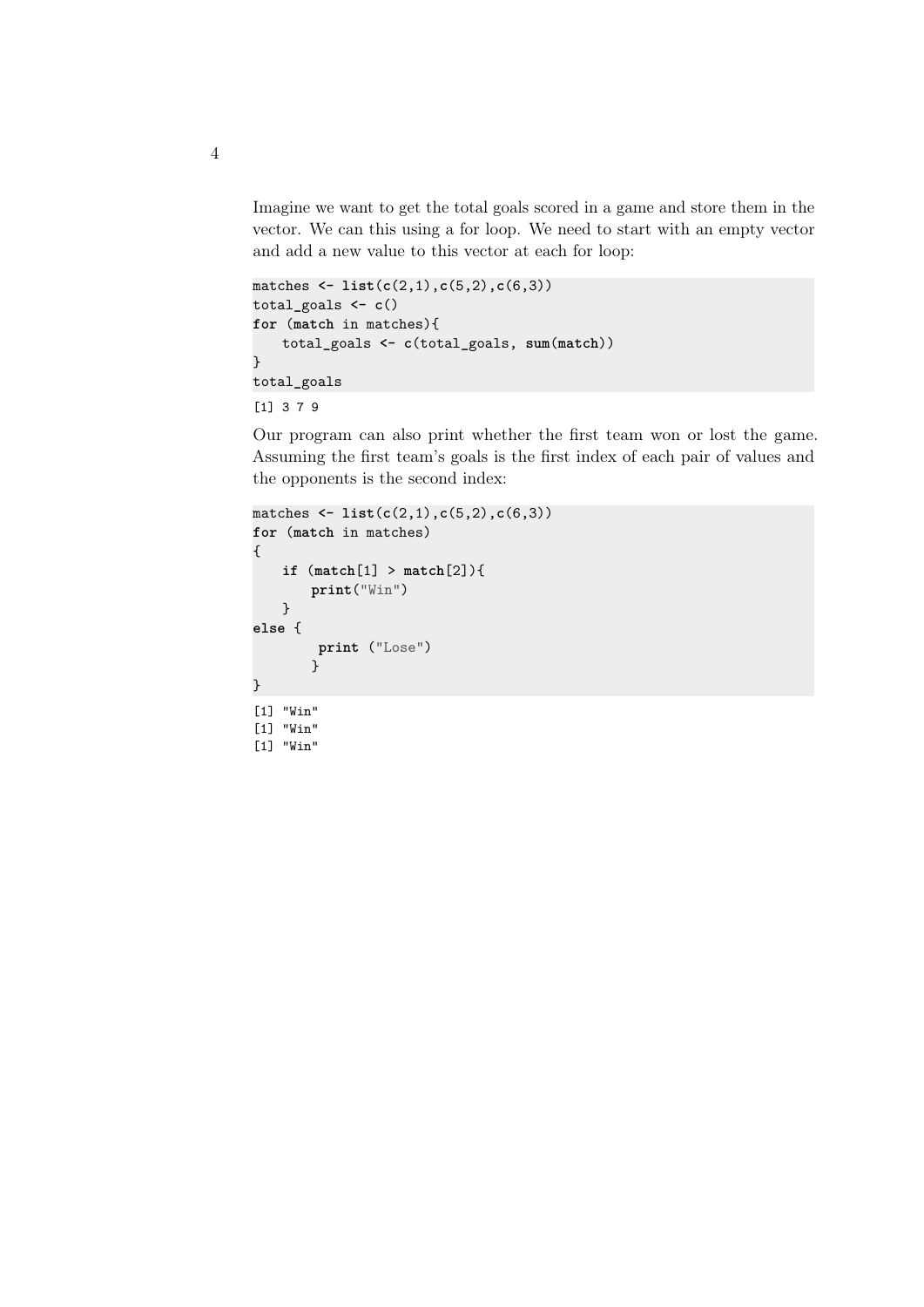Imagine we want to get the total goals scored in a game and store them in the vector. We can this using a for loop. We need to start with an empty vector and add a new value to this vector at each for loop:

```
matches <- list(c(2,1),c(5,2),c(6,3))
total_goals <- c()
for (match in matches){
    total_goals <- c(total_goals, sum(match))
}
total_goals
```

```
[1] 3 7 9
```

Our program can also print whether the first team won or lost the game. Assuming the first team's goals is the first index of each pair of values and the opponents is the second index:

```
matches <- list(c(2,1),c(5,2),c(6,3))
for (match in matches)
{
    if (match[1] > match[2]){
        print("Win")
    }
else {
         print ("Lose")
        }
}
```

```
[1] "Win"
[1] "Win"
[1] "Win"
```